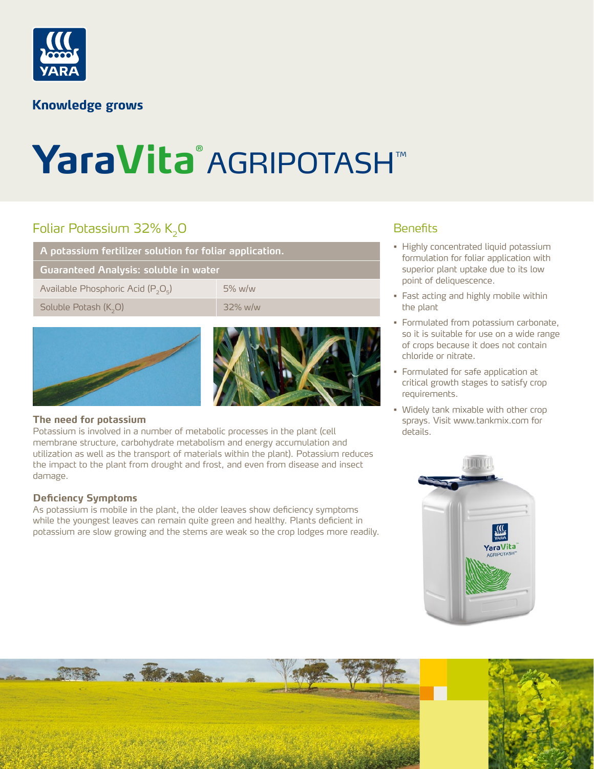Knowledge grows

# YaraVita® AGRIPOTASH™

## Foliar Potassium 32% $K_2O$

| A potassium fertilizer solution for foliar application. | |
|---|---|
| **Guaranteed Analysis: soluble in water** | |
| Available Phosphoric Acid ($P_2O_5$) | 5% w/w |
| Soluble Potash ($K_2O$) | 32% w/w |

### The need for potassium

Potassium is involved in a number of metabolic processes in the plant (cell membrane structure, carbohydrate metabolism and energy accumulation and utilization as well as the transport of materials within the plant). Potassium reduces the impact to the plant from drought and frost, and even from disease and insect damage.

### Deficiency Symptoms

As potassium is mobile in the plant, the older leaves show deficiency symptoms while the youngest leaves can remain quite green and healthy. Plants deficient in potassium are slow growing and the stems are weak so the crop lodges more readily.

## Benefits

- Highly concentrated liquid potassium formulation for foliar application with superior plant uptake due to its low point of deliquescence.
- Fast acting and highly mobile within the plant
- Formulated from potassium carbonate, so it is suitable for use on a wide range of crops because it does not contain chloride or nitrate.
- Formulated for safe application at critical growth stages to satisfy crop requirements.
- Widely tank mixable with other crop sprays. Visit www.tankmix.com for details.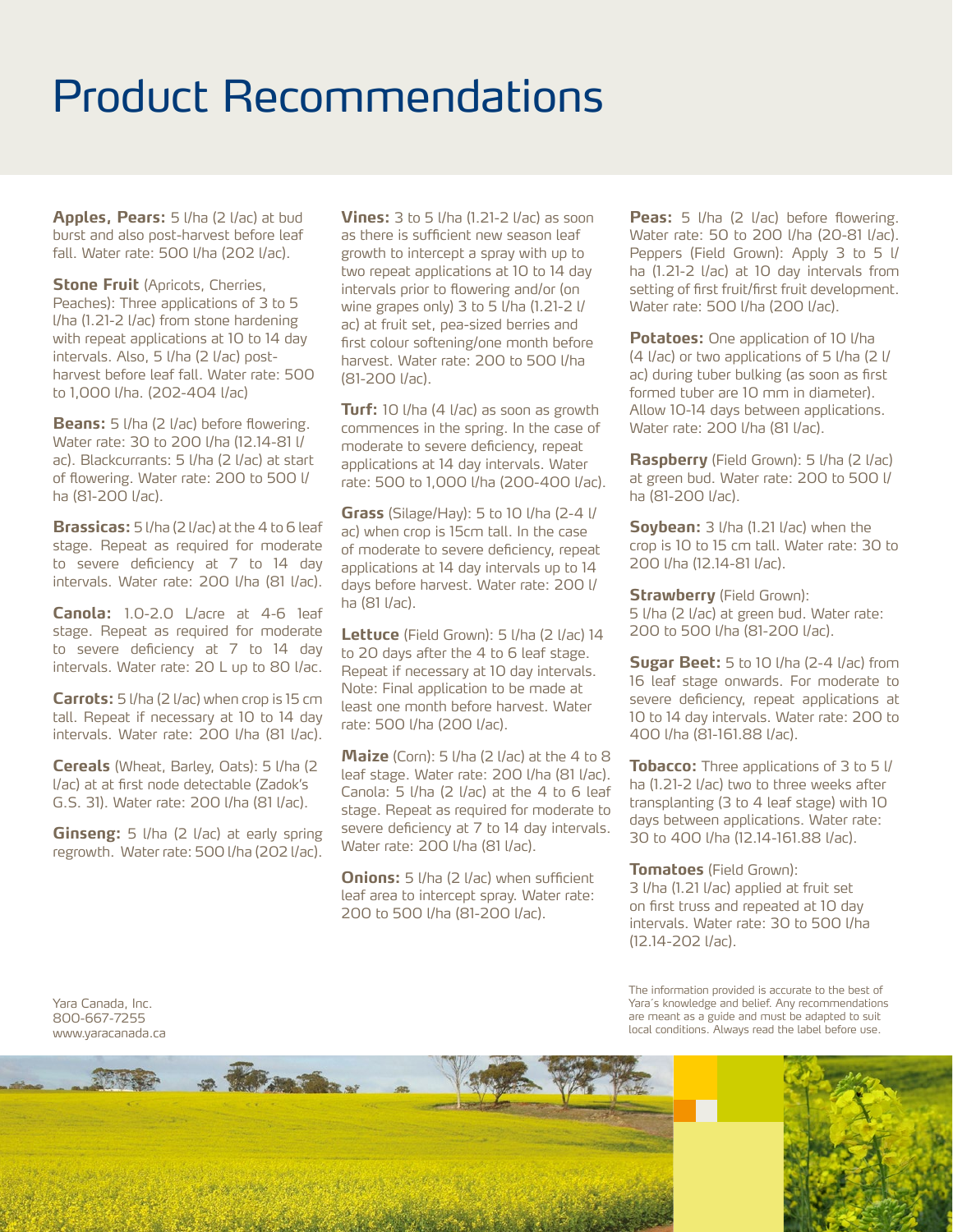# Product Recommendations

**Apples, Pears:** 5 l/ha (2 l/ac) at bud burst and also post-harvest before leaf fall. Water rate: 500 l/ha (202 l/ac).

**Stone Fruit** (Apricots, Cherries, Peaches): Three applications of 3 to 5 l/ha (1.21-2 l/ac) from stone hardening with repeat applications at 10 to 14 day intervals. Also, 5 l/ha (2 l/ac) post-harvest before leaf fall. Water rate: 500 to 1,000 l/ha. (202-404 l/ac)

**Beans:** 5 l/ha (2 l/ac) before flowering. Water rate: 30 to 200 l/ha (12.14-81 l/ac). Blackcurrants: 5 l/ha (2 l/ac) at start of flowering. Water rate: 200 to 500 l/ha (81-200 l/ac).

**Brassicas:** 5 l/ha (2 l/ac) at the 4 to 6 leaf stage. Repeat as required for moderate to severe deficiency at 7 to 14 day intervals. Water rate: 200 l/ha (81 l/ac).

**Canola:** 1.0-2.0 L/acre at 4-6 leaf stage. Repeat as required for moderate to severe deficiency at 7 to 14 day intervals. Water rate: 20 L up to 80 l/ac.

**Carrots:** 5 l/ha (2 l/ac) when crop is 15 cm tall. Repeat if necessary at 10 to 14 day intervals. Water rate: 200 l/ha (81 l/ac).

**Cereals** (Wheat, Barley, Oats): 5 l/ha (2 l/ac) at at first node detectable (Zadok's G.S. 31). Water rate: 200 l/ha (81 l/ac).

**Ginseng:** 5 l/ha (2 l/ac) at early spring regrowth. Water rate: 500 l/ha (202 l/ac).

**Vines:** 3 to 5 l/ha (1.21-2 l/ac) as soon as there is sufficient new season leaf growth to intercept a spray with up to two repeat applications at 10 to 14 day intervals prior to flowering and/or (on wine grapes only) 3 to 5 l/ha (1.21-2 l/ac) at fruit set, pea-sized berries and first colour softening/one month before harvest. Water rate: 200 to 500 l/ha (81-200 l/ac).

**Turf:** 10 l/ha (4 l/ac) as soon as growth commences in the spring. In the case of moderate to severe deficiency, repeat applications at 14 day intervals. Water rate: 500 to 1,000 l/ha (200-400 l/ac).

**Grass** (Silage/Hay): 5 to 10 l/ha (2-4 l/ac) when crop is 15cm tall. In the case of moderate to severe deficiency, repeat applications at 14 day intervals up to 14 days before harvest. Water rate: 200 l/ha (81 l/ac).

**Lettuce** (Field Grown): 5 l/ha (2 l/ac) 14 to 20 days after the 4 to 6 leaf stage. Repeat if necessary at 10 day intervals. Note: Final application to be made at least one month before harvest. Water rate: 500 l/ha (200 l/ac).

**Maize** (Corn): 5 l/ha (2 l/ac) at the 4 to 8 leaf stage. Water rate: 200 l/ha (81 l/ac). Canola: 5 l/ha (2 l/ac) at the 4 to 6 leaf stage. Repeat as required for moderate to severe deficiency at 7 to 14 day intervals. Water rate: 200 l/ha (81 l/ac).

**Onions:** 5 l/ha (2 l/ac) when sufficient leaf area to intercept spray. Water rate: 200 to 500 l/ha (81-200 l/ac).

**Peas:** 5 l/ha (2 l/ac) before flowering. Water rate: 50 to 200 l/ha (20-81 l/ac). Peppers (Field Grown): Apply 3 to 5 l/ha (1.21-2 l/ac) at 10 day intervals from setting of first fruit/first fruit development. Water rate: 500 l/ha (200 l/ac).

**Potatoes:** One application of 10 l/ha (4 l/ac) or two applications of 5 l/ha (2 l/ac) during tuber bulking (as soon as first formed tuber are 10 mm in diameter). Allow 10-14 days between applications. Water rate: 200 l/ha (81 l/ac).

**Raspberry** (Field Grown): 5 l/ha (2 l/ac) at green bud. Water rate: 200 to 500 l/ha (81-200 l/ac).

**Soybean:** 3 l/ha (1.21 l/ac) when the crop is 10 to 15 cm tall. Water rate: 30 to 200 l/ha (12.14-81 l/ac).

**Strawberry** (Field Grown): 5 l/ha (2 l/ac) at green bud. Water rate: 200 to 500 l/ha (81-200 l/ac).

**Sugar Beet:** 5 to 10 l/ha (2-4 l/ac) from 16 leaf stage onwards. For moderate to severe deficiency, repeat applications at 10 to 14 day intervals. Water rate: 200 to 400 l/ha (81-161.88 l/ac).

**Tobacco:** Three applications of 3 to 5 l/ha (1.21-2 l/ac) two to three weeks after transplanting (3 to 4 leaf stage) with 10 days between applications. Water rate: 30 to 400 l/ha (12.14-161.88 l/ac).

**Tomatoes** (Field Grown): 3 l/ha (1.21 l/ac) applied at fruit set on first truss and repeated at 10 day intervals. Water rate: 30 to 500 l/ha (12.14-202 l/ac).

Yara Canada, Inc.
800-667-7255
www.yaracanada.ca

The information provided is accurate to the best of Yara's knowledge and belief. Any recommendations are meant as a guide and must be adapted to suit local conditions. Always read the label before use.